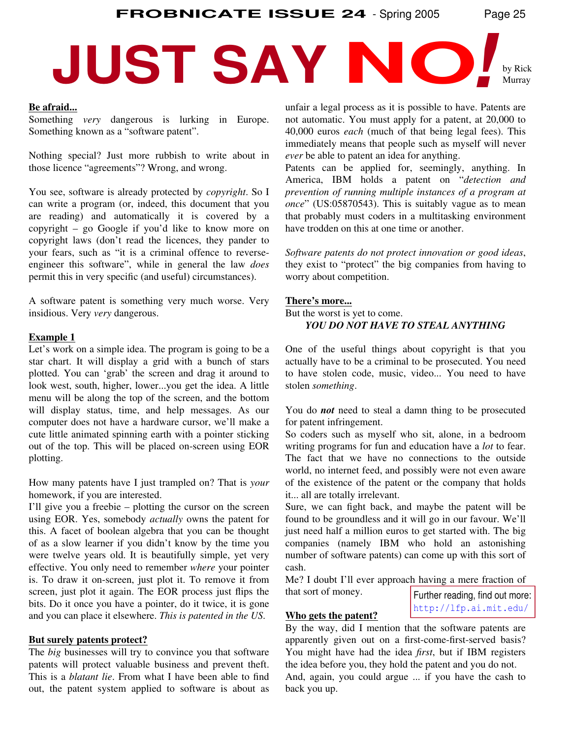# JUST SAY NO!

by Rick Murray

**Be afraid...**

Something *very* dangerous is lurking in Europe. Something known as a "software patent".

Nothing special? Just more rubbish to write about in those licence "agreements"? Wrong, and wrong.

You see, software is already protected by *copyright*. So I can write a program (or, indeed, this document that you are reading) and automatically it is covered by a copyright – go Google if you'd like to know more on copyright laws (don't read the licences, they pander to your fears, such as "it is a criminal offence to reverse-engineer this software", while in general the law *does* permit this in very specific (and useful) circumstances).

A software patent is something very much worse. Very insidious. Very *very* dangerous.

**Example 1**

Let's work on a simple idea. The program is going to be a star chart. It will display a grid with a bunch of stars plotted. You can 'grab' the screen and drag it around to look west, south, higher, lower...you get the idea. A little menu will be along the top of the screen, and the bottom will display status, time, and help messages. As our computer does not have a hardware cursor, we'll make a cute little animated spinning earth with a pointer sticking out of the top. This will be placed on-screen using EOR plotting.

How many patents have I just trampled on? That is *your* homework, if you are interested.
I'll give you a freebie – plotting the cursor on the screen using EOR. Yes, somebody *actually* owns the patent for this. A facet of boolean algebra that you can be thought of as a slow learner if you didn't know by the time you were twelve years old. It is beautifully simple, yet very effective. You only need to remember *where* your pointer is. To draw it on-screen, just plot it. To remove it from screen, just plot it again. The EOR process just flips the bits. Do it once you have a pointer, do it twice, it is gone and you can place it elsewhere. *This is patented in the US.*

**But surely patents protect?**

The *big* businesses will try to convince you that software patents will protect valuable business and prevent theft. This is a *blatant lie*. From what I have been able to find out, the patent system applied to software is about as unfair a legal process as it is possible to have. Patents are not automatic. You must apply for a patent, at 20,000 to 40,000 euros *each* (much of that being legal fees). This immediately means that people such as myself will never *ever* be able to patent an idea for anything.
Patents can be applied for, seemingly, anything. In America, IBM holds a patent on "*detection and prevention of running multiple instances of a program at once*" (US:05870543). This is suitably vague as to mean that probably must coders in a multitasking environment have trodden on this at one time or another.

*Software patents do not protect innovation or good ideas*, they exist to "protect" the big companies from having to worry about competition.

**There's more...**

But the worst is yet to come.

***YOU DO NOT HAVE TO STEAL ANYTHING***

One of the useful things about copyright is that you actually have to be a criminal to be prosecuted. You need to have stolen code, music, video... You need to have stolen *something*.

You do ***not*** need to steal a damn thing to be prosecuted for patent infringement.
So coders such as myself who sit, alone, in a bedroom writing programs for fun and education have a *lot* to fear. The fact that we have no connections to the outside world, no internet feed, and possibly were not even aware of the existence of the patent or the company that holds it... all are totally irrelevant.
Sure, we can fight back, and maybe the patent will be found to be groundless and it will go in our favour. We'll just need half a million euros to get started with. The big companies (namely IBM who hold an astonishing number of software patents) can come up with this sort of cash.
Me? I doubt I'll ever approach having a mere fraction of that sort of money.

Further reading, find out more: http://lfp.ai.mit.edu/

**Who gets the patent?**

By the way, did I mention that the software patents are apparently given out on a first-come-first-served basis? You might have had the idea *first*, but if IBM registers the idea before you, they hold the patent and you do not.
And, again, you could argue ... if you have the cash to back you up.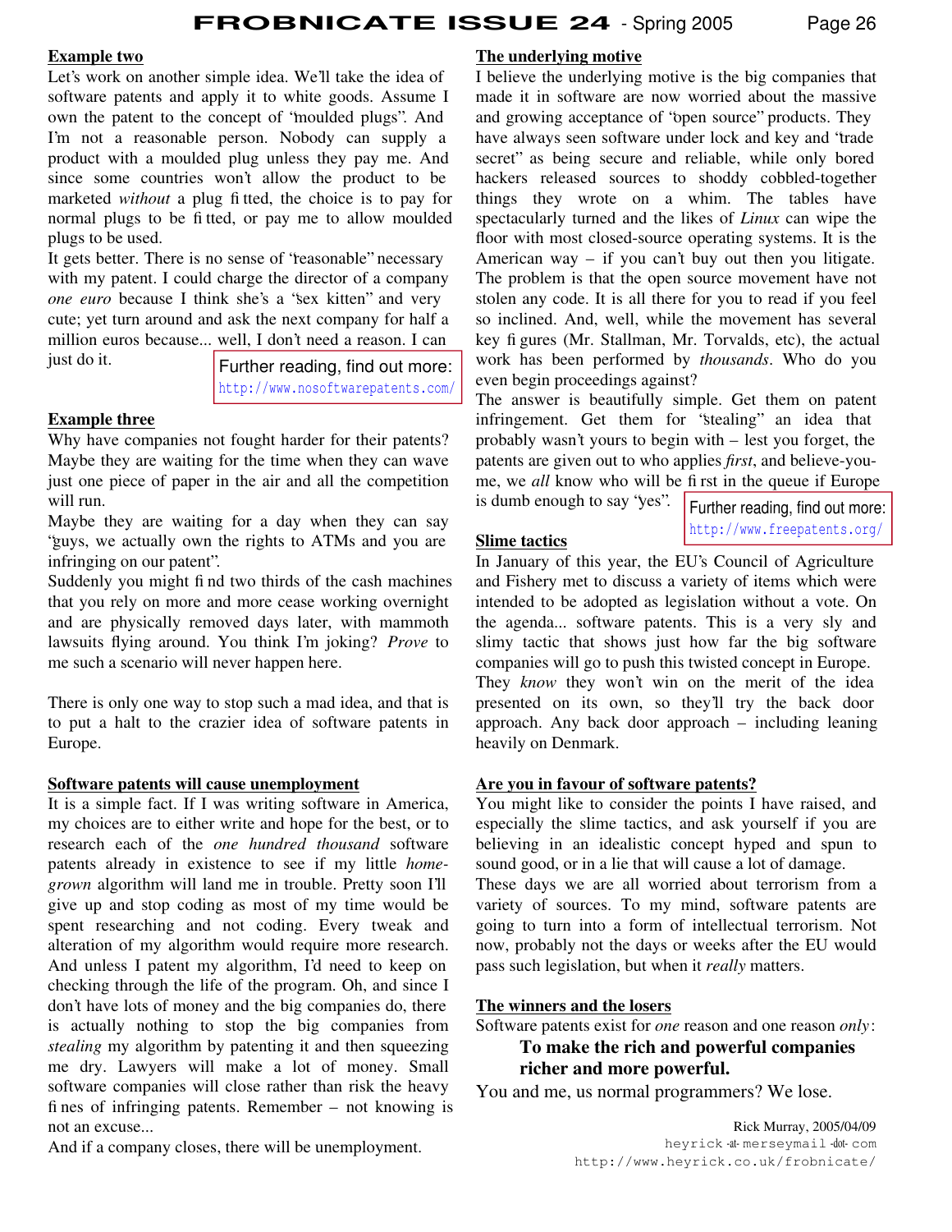### Example two

Let's work on another simple idea. We'll take the idea of software patents and apply it to white goods. Assume I own the patent to the concept of "moulded plugs". And I'm not a reasonable person. Nobody can supply a product with a moulded plug unless they pay me. And since some countries won't allow the product to be marketed *without* a plug fitted, the choice is to pay for normal plugs to be fitted, or pay me to allow moulded plugs to be used.

It gets better. There is no sense of "reasonable" necessary with my patent. I could charge the director of a company *one euro* because I think she's a "sex kitten" and very cute; yet turn around and ask the next company for half a million euros because... well, I don't need a reason. I can just do it.

> Further reading, find out more:
> http://www.nosoftwarepatents.com/

### Example three

Why have companies not fought harder for their patents? Maybe they are waiting for the time when they can wave just one piece of paper in the air and all the competition will run.

Maybe they are waiting for a day when they can say "guys, we actually own the rights to ATMs and you are infringing on our patent".

Suddenly you might find two thirds of the cash machines that you rely on more and more cease working overnight and are physically removed days later, with mammoth lawsuits flying around. You think I'm joking? *Prove* to me such a scenario will never happen here.

There is only one way to stop such a mad idea, and that is to put a halt to the crazier idea of software patents in Europe.

### Software patents will cause unemployment

It is a simple fact. If I was writing software in America, my choices are to either write and hope for the best, or to research each of the *one hundred thousand* software patents already in existence to see if my little *home-grown* algorithm will land me in trouble. Pretty soon I'll give up and stop coding as most of my time would be spent researching and not coding. Every tweak and alteration of my algorithm would require more research. And unless I patent my algorithm, I'd need to keep on checking through the life of the program. Oh, and since I don't have lots of money and the big companies do, there is actually nothing to stop the big companies from *stealing* my algorithm by patenting it and then squeezing me dry. Lawyers will make a lot of money. Small software companies will close rather than risk the heavy fines of infringing patents. Remember – not knowing is not an excuse...

And if a company closes, there will be unemployment.

### The underlying motive

I believe the underlying motive is the big companies that made it in software are now worried about the massive and growing acceptance of "open source" products. They have always seen software under lock and key and "trade secret" as being secure and reliable, while only bored hackers released sources to shoddy cobbled-together things they wrote on a whim. The tables have spectacularly turned and the likes of *Linux* can wipe the floor with most closed-source operating systems. It is the American way – if you can't buy out then you litigate. The problem is that the open source movement have not stolen any code. It is all there for you to read if you feel so inclined. And, well, while the movement has several key figures (Mr. Stallman, Mr. Torvalds, etc), the actual work has been performed by *thousands*. Who do you even begin proceedings against?

The answer is beautifully simple. Get them on patent infringement. Get them for "stealing" an idea that probably wasn't yours to begin with – lest you forget, the patents are given out to who applies *first*, and believe-you-me, we *all* know who will be first in the queue if Europe is dumb enough to say "yes".

> Further reading, find out more:
> http://www.freepatents.org/

### Slime tactics

In January of this year, the EU's Council of Agriculture and Fishery met to discuss a variety of items which were intended to be adopted as legislation without a vote. On the agenda... software patents. This is a very sly and slimy tactic that shows just how far the big software companies will go to push this twisted concept in Europe. They *know* they won't win on the merit of the idea presented on its own, so they'll try the back door approach. Any back door approach – including leaning heavily on Denmark.

### Are you in favour of software patents?

You might like to consider the points I have raised, and especially the slime tactics, and ask yourself if you are believing in an idealistic concept hyped and spun to sound good, or in a lie that will cause a lot of damage.

These days we are all worried about terrorism from a variety of sources. To my mind, software patents are going to turn into a form of intellectual terrorism. Not now, probably not the days or weeks after the EU would pass such legislation, but when it *really* matters.

### The winners and the losers

Software patents exist for *one* reason and one reason *only*:

> **To make the rich and powerful companies richer and more powerful.**

You and me, us normal programmers? We lose.

Rick Murray, 2005/04/09
heyrick -at- merseymail -dot- com
http://www.heyrick.co.uk/frobnicate/